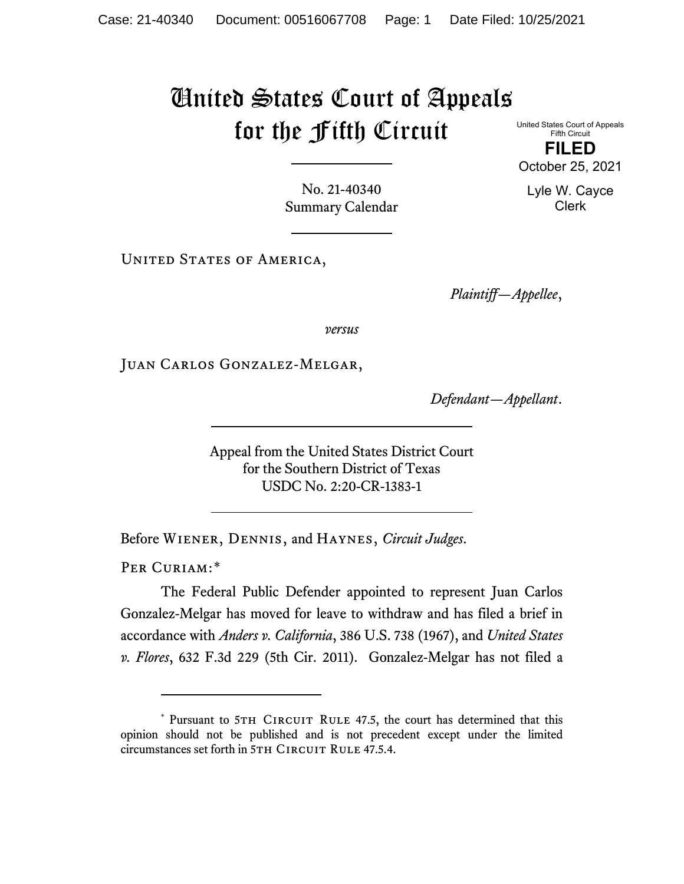# United States Court of Appeals for the Fifth Circuit

United States Court of Appeals
Fifth Circuit

**FILED**

October 25, 2021

Lyle W. Cayce
Clerk

No. 21-40340
Summary Calendar

United States of America,

*Plaintiff—Appellee*,

*versus*

Juan Carlos Gonzalez-Melgar,

*Defendant—Appellant*.

Appeal from the United States District Court
for the Southern District of Texas
USDC No. 2:20-CR-1383-1

Before Wiener, Dennis, and Haynes, *Circuit Judges*.

Per Curiam:*

The Federal Public Defender appointed to represent Juan Carlos Gonzalez-Melgar has moved for leave to withdraw and has filed a brief in accordance with *Anders v. California*, 386 U.S. 738 (1967), and *United States v. Flores*, 632 F.3d 229 (5th Cir. 2011). Gonzalez-Melgar has not filed a

---

\* Pursuant to 5th Circuit Rule 47.5, the court has determined that this opinion should not be published and is not precedent except under the limited circumstances set forth in 5th Circuit Rule 47.5.4.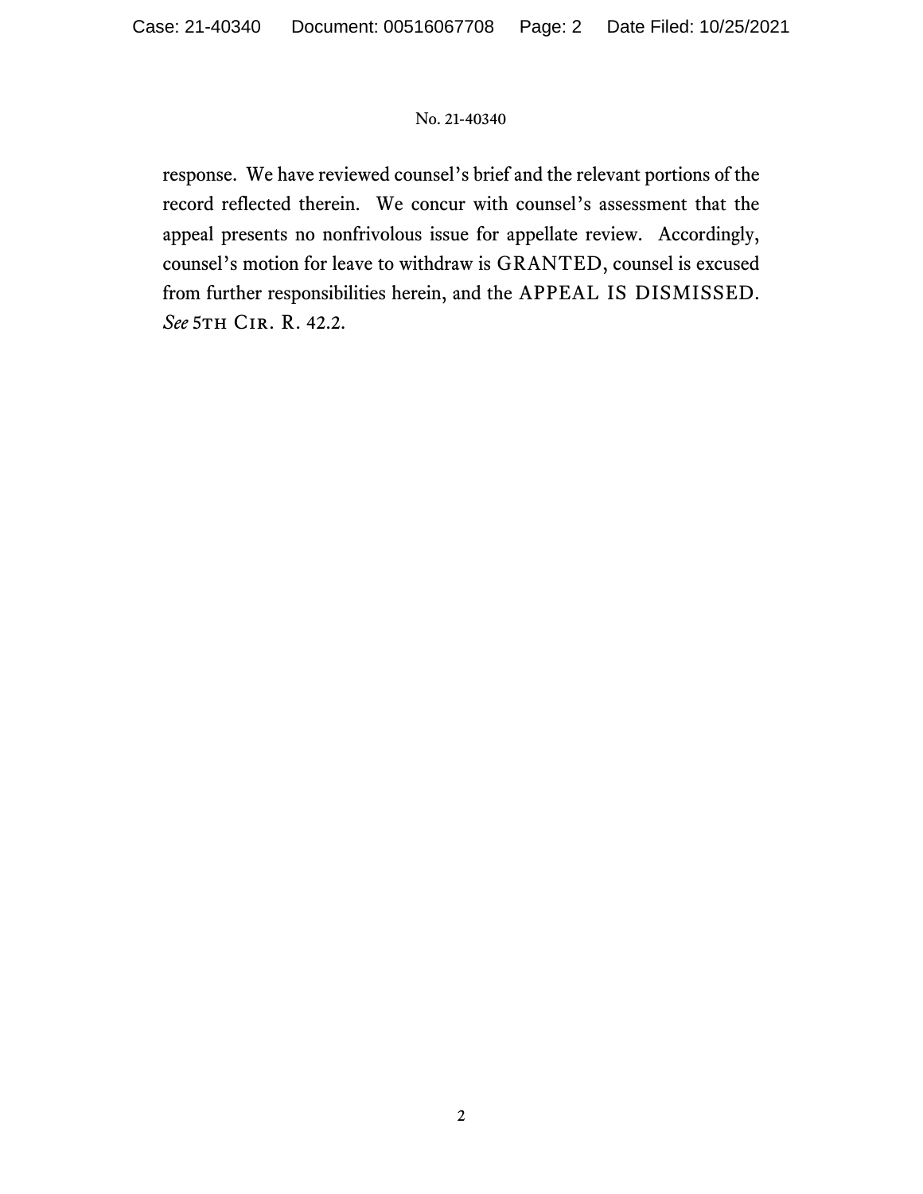response. We have reviewed counsel's brief and the relevant portions of the record reflected therein. We concur with counsel's assessment that the appeal presents no nonfrivolous issue for appellate review. Accordingly, counsel's motion for leave to withdraw is GRANTED, counsel is excused from further responsibilities herein, and the APPEAL IS DISMISSED. *See* 5th Cir. R. 42.2.